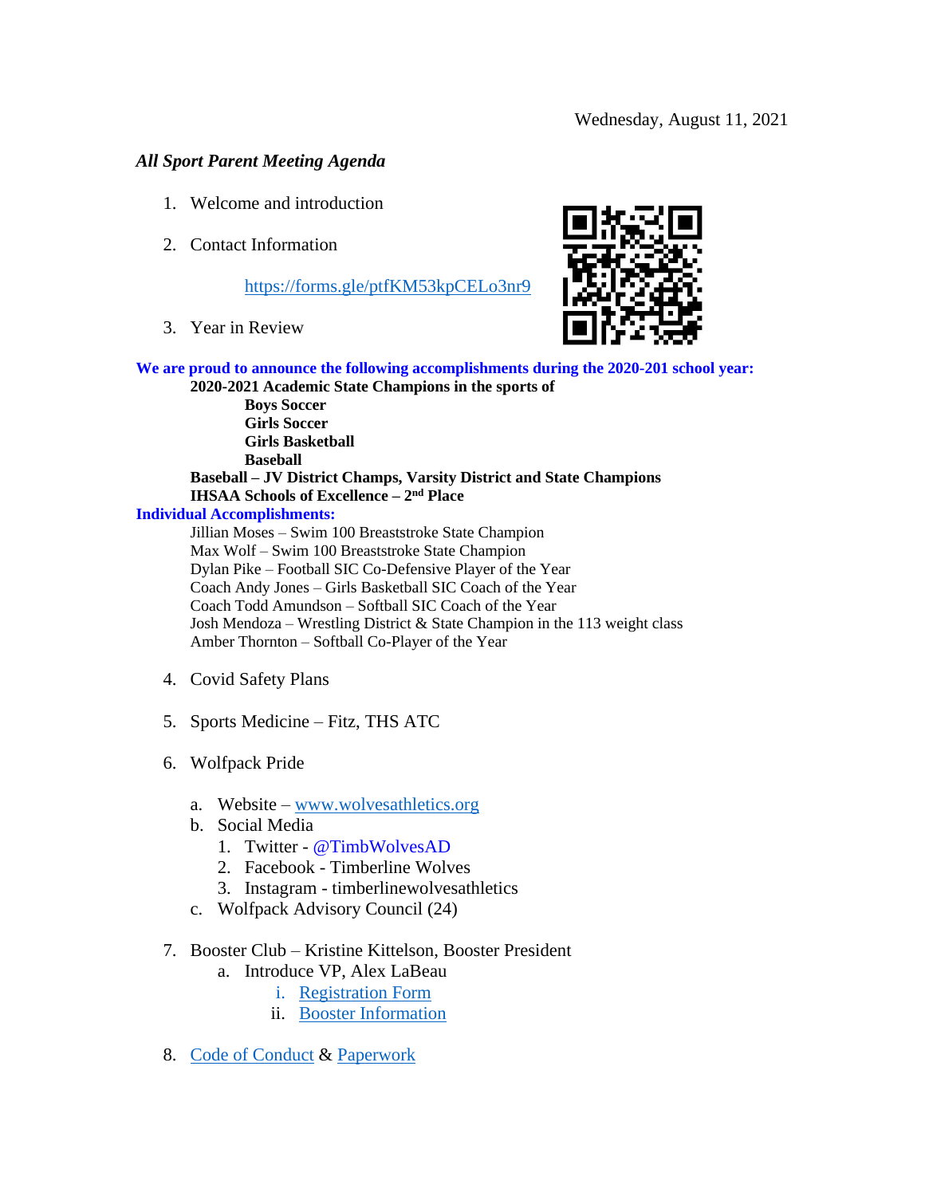Wednesday, August 11, 2021

*All Sport Parent Meeting Agenda*

1. Welcome and introduction

2. Contact Information

   https://forms.gle/ptfKM53kpCELo3nr9

3. Year in Review

**We are proud to announce the following accomplishments during the 2020-201 school year:**

**2020-2021 Academic State Champions in the sports of**

**Boys Soccer**
**Girls Soccer**
**Girls Basketball**
**Baseball**

**Baseball – JV District Champs, Varsity District and State Champions**
**IHSAA Schools of Excellence – 2nd Place**

**Individual Accomplishments:**

Jillian Moses – Swim 100 Breaststroke State Champion
Max Wolf – Swim 100 Breaststroke State Champion
Dylan Pike – Football SIC Co-Defensive Player of the Year
Coach Andy Jones – Girls Basketball SIC Coach of the Year
Coach Todd Amundson – Softball SIC Coach of the Year
Josh Mendoza – Wrestling District & State Champion in the 113 weight class
Amber Thornton – Softball Co-Player of the Year

4. Covid Safety Plans

5. Sports Medicine – Fitz, THS ATC

6. Wolfpack Pride

   a. Website – www.wolvesathletics.org
   b. Social Media
      1. Twitter - @TimbWolvesAD
      2. Facebook - Timberline Wolves
      3. Instagram - timberlinewolvesathletics
   c. Wolfpack Advisory Council (24)

7. Booster Club – Kristine Kittelson, Booster President
   a. Introduce VP, Alex LaBeau
      i. Registration Form
      ii. Booster Information

8. Code of Conduct & Paperwork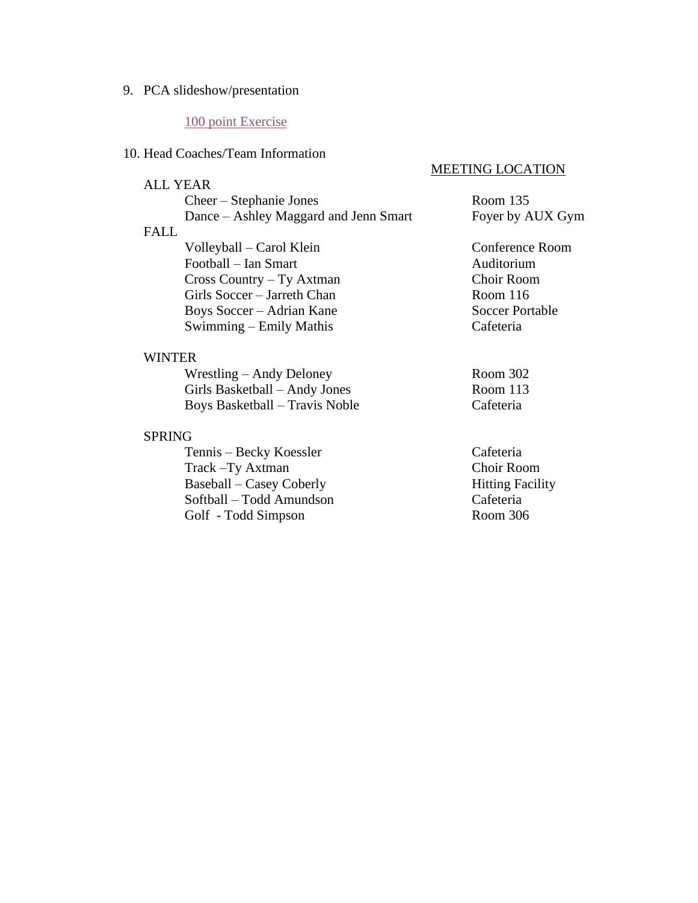9. PCA slideshow/presentation

   100 point Exercise

10. Head Coaches/Team Information

| | MEETING LOCATION |
|---|---|
| **ALL YEAR** | |
| Cheer – Stephanie Jones | Room 135 |
| Dance – Ashley Maggard and Jenn Smart | Foyer by AUX Gym |
| **FALL** | |
| Volleyball – Carol Klein | Conference Room |
| Football – Ian Smart | Auditorium |
| Cross Country – Ty Axtman | Choir Room |
| Girls Soccer – Jarreth Chan | Room 116 |
| Boys Soccer – Adrian Kane | Soccer Portable |
| Swimming – Emily Mathis | Cafeteria |
| **WINTER** | |
| Wrestling – Andy Deloney | Room 302 |
| Girls Basketball – Andy Jones | Room 113 |
| Boys Basketball – Travis Noble | Cafeteria |
| **SPRING** | |
| Tennis – Becky Koessler | Cafeteria |
| Track –Ty Axtman | Choir Room |
| Baseball – Casey Coberly | Hitting Facility |
| Softball – Todd Amundson | Cafeteria |
| Golf - Todd Simpson | Room 306 |